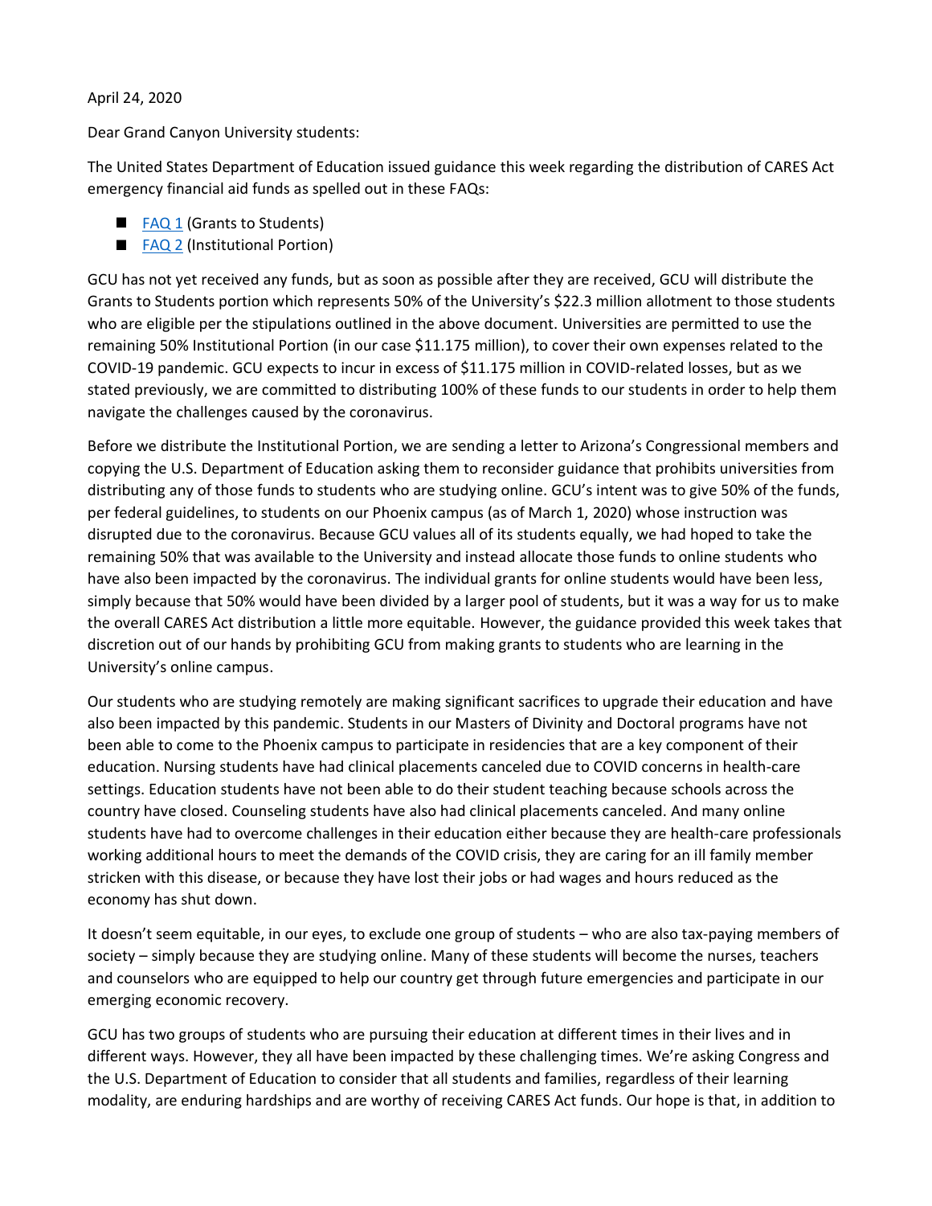April 24, 2020

Dear Grand Canyon University students:

The United States Department of Education issued guidance this week regarding the distribution of CARES Act emergency financial aid funds as spelled out in these FAQs:

- FAQ 1 (Grants to Students)
- FAQ 2 (Institutional Portion)

GCU has not yet received any funds, but as soon as possible after they are received, GCU will distribute the Grants to Students portion which represents 50% of the University's $22.3 million allotment to those students who are eligible per the stipulations outlined in the above document. Universities are permitted to use the remaining 50% Institutional Portion (in our case $11.175 million), to cover their own expenses related to the COVID-19 pandemic. GCU expects to incur in excess of $11.175 million in COVID-related losses, but as we stated previously, we are committed to distributing 100% of these funds to our students in order to help them navigate the challenges caused by the coronavirus.

Before we distribute the Institutional Portion, we are sending a letter to Arizona's Congressional members and copying the U.S. Department of Education asking them to reconsider guidance that prohibits universities from distributing any of those funds to students who are studying online. GCU's intent was to give 50% of the funds, per federal guidelines, to students on our Phoenix campus (as of March 1, 2020) whose instruction was disrupted due to the coronavirus. Because GCU values all of its students equally, we had hoped to take the remaining 50% that was available to the University and instead allocate those funds to online students who have also been impacted by the coronavirus. The individual grants for online students would have been less, simply because that 50% would have been divided by a larger pool of students, but it was a way for us to make the overall CARES Act distribution a little more equitable. However, the guidance provided this week takes that discretion out of our hands by prohibiting GCU from making grants to students who are learning in the University's online campus.

Our students who are studying remotely are making significant sacrifices to upgrade their education and have also been impacted by this pandemic. Students in our Masters of Divinity and Doctoral programs have not been able to come to the Phoenix campus to participate in residencies that are a key component of their education. Nursing students have had clinical placements canceled due to COVID concerns in health-care settings. Education students have not been able to do their student teaching because schools across the country have closed. Counseling students have also had clinical placements canceled. And many online students have had to overcome challenges in their education either because they are health-care professionals working additional hours to meet the demands of the COVID crisis, they are caring for an ill family member stricken with this disease, or because they have lost their jobs or had wages and hours reduced as the economy has shut down.

It doesn't seem equitable, in our eyes, to exclude one group of students – who are also tax-paying members of society – simply because they are studying online. Many of these students will become the nurses, teachers and counselors who are equipped to help our country get through future emergencies and participate in our emerging economic recovery.

GCU has two groups of students who are pursuing their education at different times in their lives and in different ways. However, they all have been impacted by these challenging times. We're asking Congress and the U.S. Department of Education to consider that all students and families, regardless of their learning modality, are enduring hardships and are worthy of receiving CARES Act funds. Our hope is that, in addition to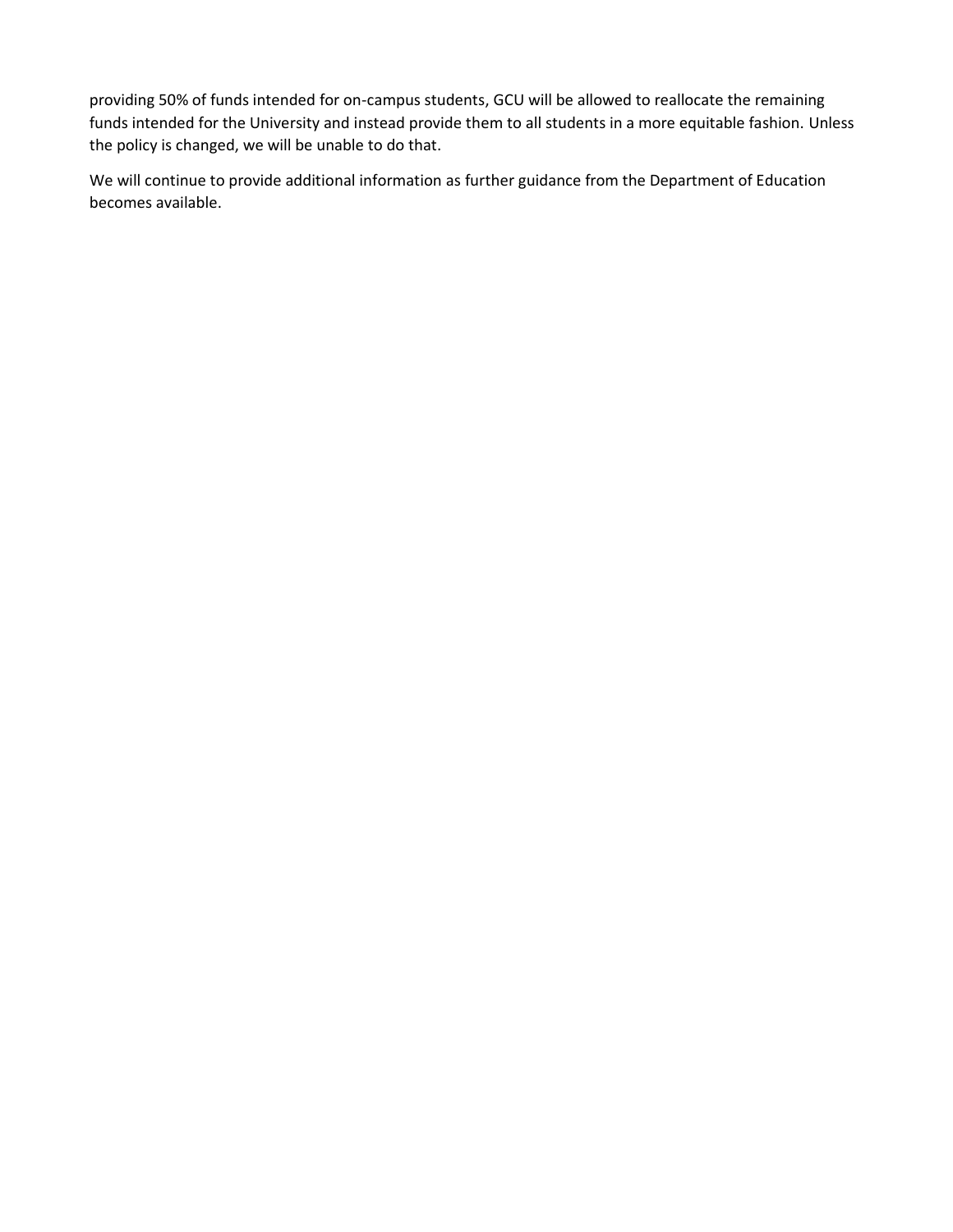providing 50% of funds intended for on-campus students, GCU will be allowed to reallocate the remaining funds intended for the University and instead provide them to all students in a more equitable fashion. Unless the policy is changed, we will be unable to do that.

We will continue to provide additional information as further guidance from the Department of Education becomes available.